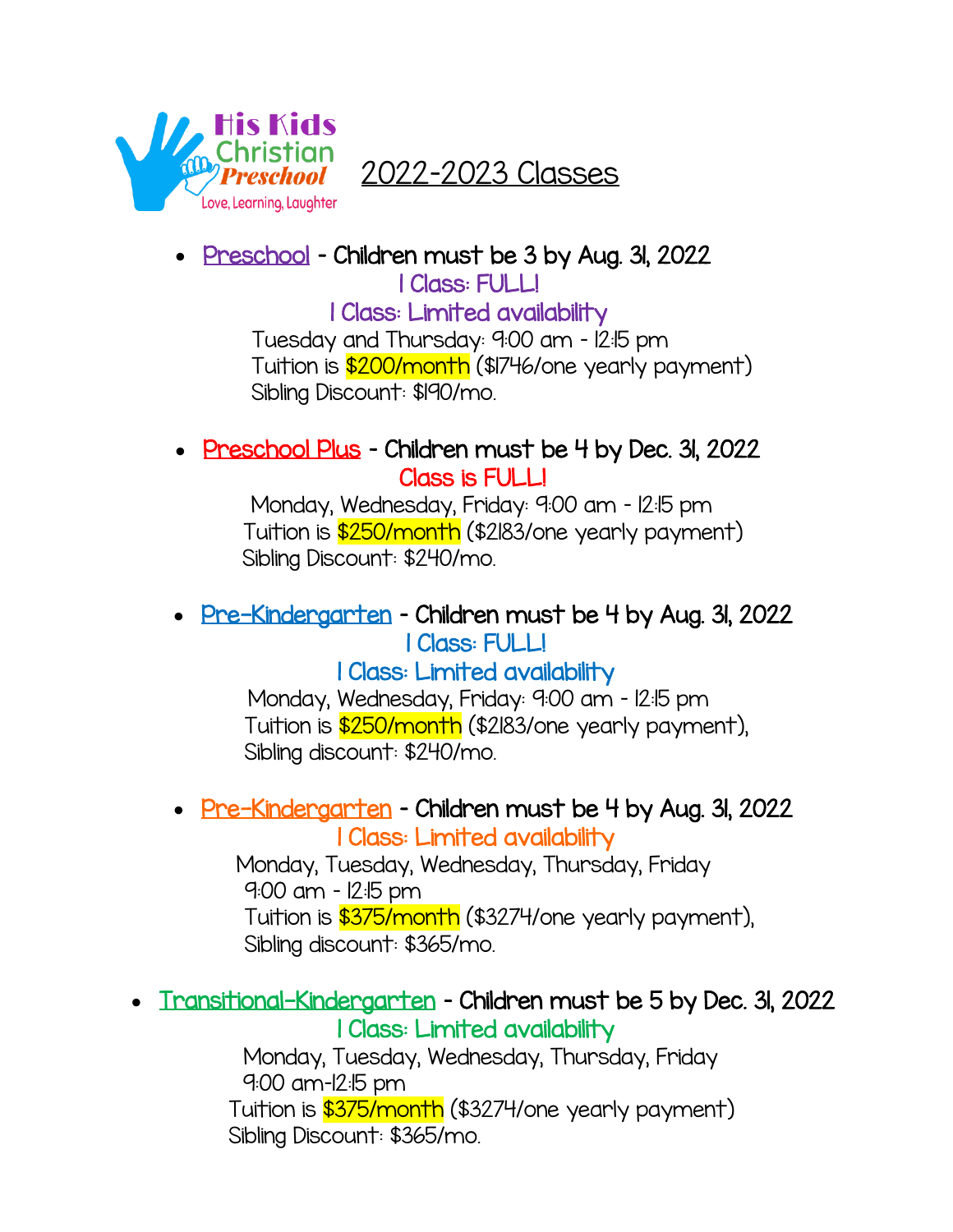His Kids Christian Preschool

Love, Learning, Laughter

# 2022-2023 Classes

- Preschool - Children must be 3 by Aug. 31, 2022

  1 Class: FULL!

  1 Class: Limited availability

  Tuesday and Thursday: 9:00 am - 12:15 pm

  Tuition is $200/month ($1746/one yearly payment)

  Sibling Discount: $190/mo.

- Preschool Plus - Children must be 4 by Dec. 31, 2022

  Class is FULL!

  Monday, Wednesday, Friday: 9:00 am - 12:15 pm

  Tuition is $250/month ($2183/one yearly payment)

  Sibling Discount: $240/mo.

- Pre-Kindergarten - Children must be 4 by Aug. 31, 2022

  1 Class: FULL!

  1 Class: Limited availability

  Monday, Wednesday, Friday: 9:00 am - 12:15 pm

  Tuition is $250/month ($2183/one yearly payment),

  Sibling discount: $240/mo.

- Pre-Kindergarten - Children must be 4 by Aug. 31, 2022

  1 Class: Limited availability

  Monday, Tuesday, Wednesday, Thursday, Friday

  9:00 am - 12:15 pm

  Tuition is $375/month ($3274/one yearly payment),

  Sibling discount: $365/mo.

- Transitional-Kindergarten - Children must be 5 by Dec. 31, 2022

  1 Class: Limited availability

  Monday, Tuesday, Wednesday, Thursday, Friday

  9:00 am-12:15 pm

  Tuition is $375/month ($3274/one yearly payment)

  Sibling Discount: $365/mo.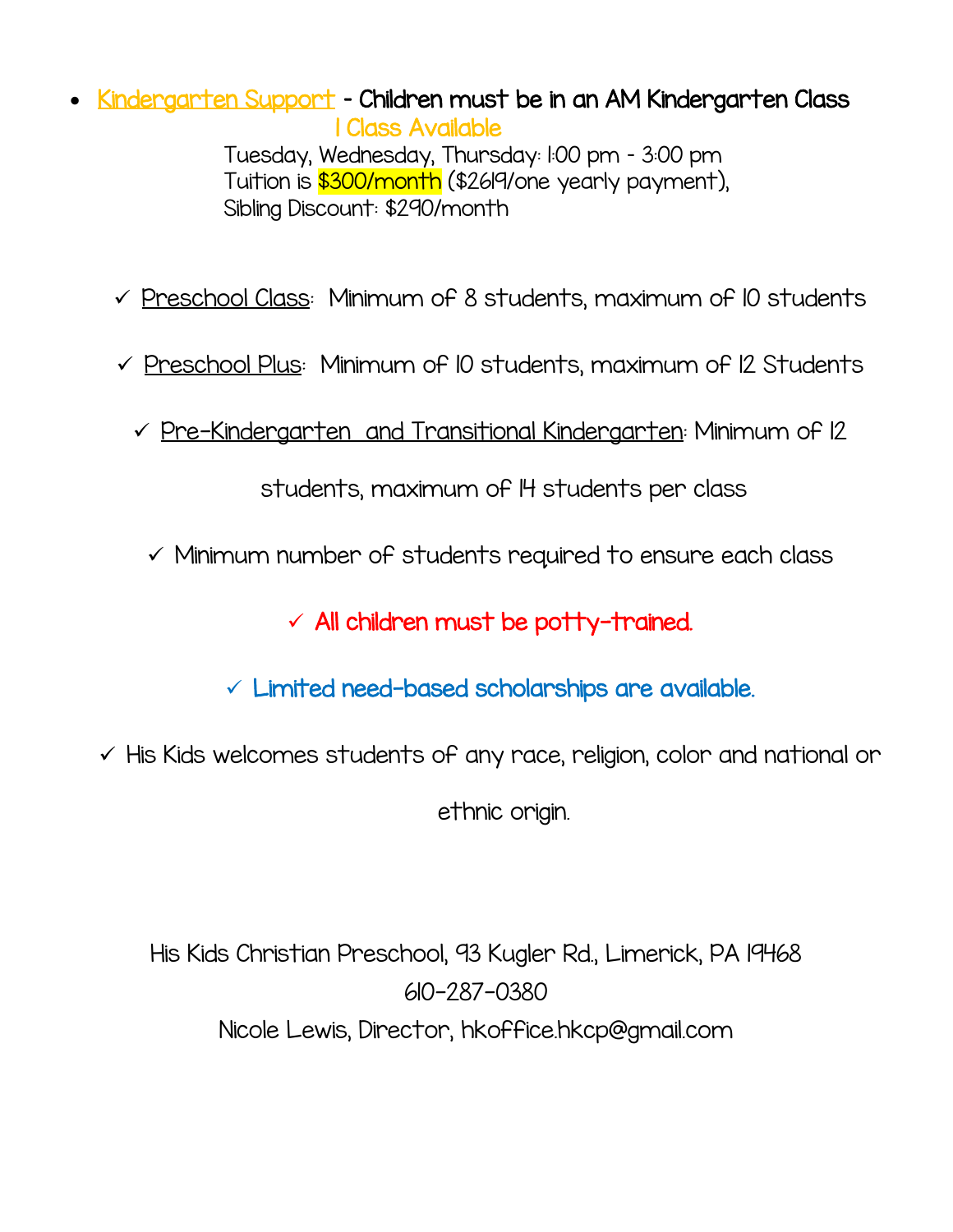- Kindergarten Support - **Children must be in an AM Kindergarten Class**

  1 Class Available

  Tuesday, Wednesday, Thursday: 1:00 pm - 3:00 pm

  Tuition is $300/month ($2619/one yearly payment),

  Sibling Discount: $290/month

✓ Preschool Class: Minimum of 8 students, maximum of 10 students

✓ Preschool Plus: Minimum of 10 students, maximum of 12 Students

✓ Pre-Kindergarten and Transitional Kindergarten: Minimum of 12 students, maximum of 14 students per class

✓ Minimum number of students required to ensure each class

✓ **All children must be potty-trained.**

✓ **Limited need-based scholarships are available.**

✓ His Kids welcomes students of any race, religion, color and national or ethnic origin.

His Kids Christian Preschool, 93 Kugler Rd., Limerick, PA 19468

610-287-0380

Nicole Lewis, Director, hkoffice.hkcp@gmail.com